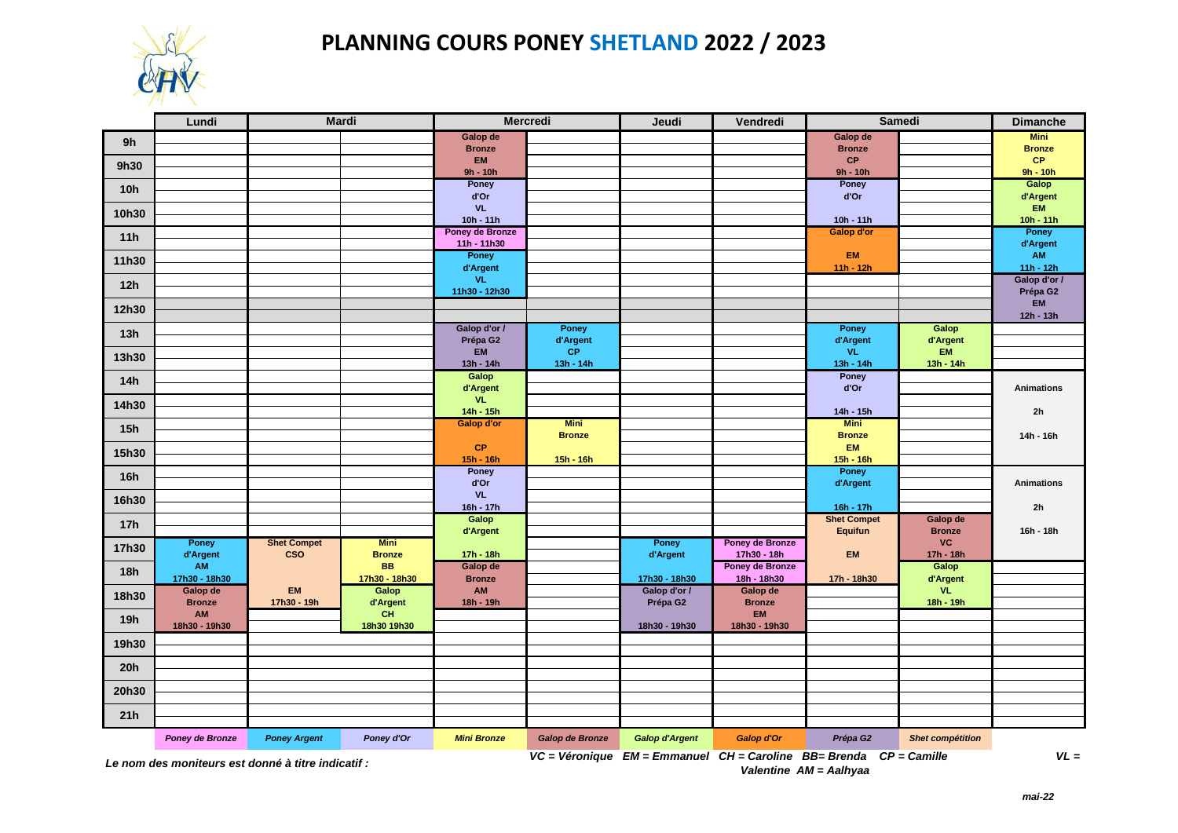# PLANNING COURS PONEY SHETLAND 2022 / 2023

| | Lundi | Mardi | | Mercredi | | Jeudi | Vendredi | Samedi | | Dimanche |
|---|---|---|---|---|---|---|---|---|---|---|
| 9h | | | | Galop de Bronze EM 9h - 10h | | | | Galop de Bronze CP 9h - 10h | | Mini Bronze CP 9h - 10h |
| 9h30 | | | | | | | | | | |
| 10h | | | | Poney d'Or VL 10h - 11h | | | | Poney d'Or 10h - 11h | | Galop d'Argent EM 10h - 11h |
| 10h30 | | | | | | | | | | |
| 11h | | | | Poney de Bronze 11h - 11h30 | | | | Galop d'or EM 11h - 12h | | Poney d'Argent AM 11h - 12h |
| 11h30 | | | | Poney d'Argent VL 11h30 - 12h30 | | | | | | |
| 12h | | | | | | | | | | Galop d'or / Prépa G2 EM 12h - 13h |
| 12h30 | | | | | | | | | | |
| 13h | | | | Galop d'or / Prépa G2 EM 13h - 14h | Poney d'Argent CP 13h - 14h | | | Poney d'Argent VL 13h - 14h | Galop d'Argent EM 13h - 14h | |
| 13h30 | | | | | | | | | | |
| 14h | | | | Galop d'Argent VL 14h - 15h | | | | Poney d'Or 14h - 15h | | Animations 2h 14h - 16h |
| 14h30 | | | | | | | | | | |
| 15h | | | | Galop d'or CP 15h - 16h | Mini Bronze 15h - 16h | | | Mini Bronze EM 15h - 16h | | |
| 15h30 | | | | | | | | | | |
| 16h | | | | Poney d'Or VL 16h - 17h | | | | Poney d'Argent 16h - 17h | | Animations 2h 16h - 18h |
| 16h30 | | | | | | | | | | |
| 17h | | | | Galop d'Argent 17h - 18h | | | | Shet Compet Equifun EM 17h - 18h30 | Galop de Bronze VC 17h - 18h | |
| 17h30 | Poney d'Argent AM 17h30 - 18h30 | Shet Compet CSO EM 17h30 - 19h | Mini Bronze BB 17h30 - 18h30 | | | Poney d'Argent 17h30 - 18h30 | Poney de Bronze 17h30 - 18h | | | |
| 18h | | | | Galop de Bronze AM 18h - 19h | | | Poney de Bronze 18h - 18h30 | | Galop d'Argent VL 18h - 19h | |
| 18h30 | Galop de Bronze AM 18h30 - 19h30 | | Galop d'Argent CH 18h30 19h30 | | | Galop d'or / Prépa G2 18h30 - 19h30 | Galop de Bronze EM 18h30 - 19h30 | | | |
| 19h | | | | | | | | | | |
| 19h30 | | | | | | | | | | |
| 20h | | | | | | | | | | |
| 20h30 | | | | | | | | | | |
| 21h | | | | | | | | | | |

*Poney de Bronze* | *Poney Argent* | *Poney d'Or* | *Mini Bronze* | *Galop de Bronze* | *Galop d'Argent* | *Galop d'Or* | *Prépa G2* | *Shet compétition*

*Le nom des moniteurs est donné à titre indicatif :* *VC = Véronique EM = Emmanuel CH = Caroline BB= Brenda CP = Camille VL = Valentine AM = Aalhyaa*

*mai-22*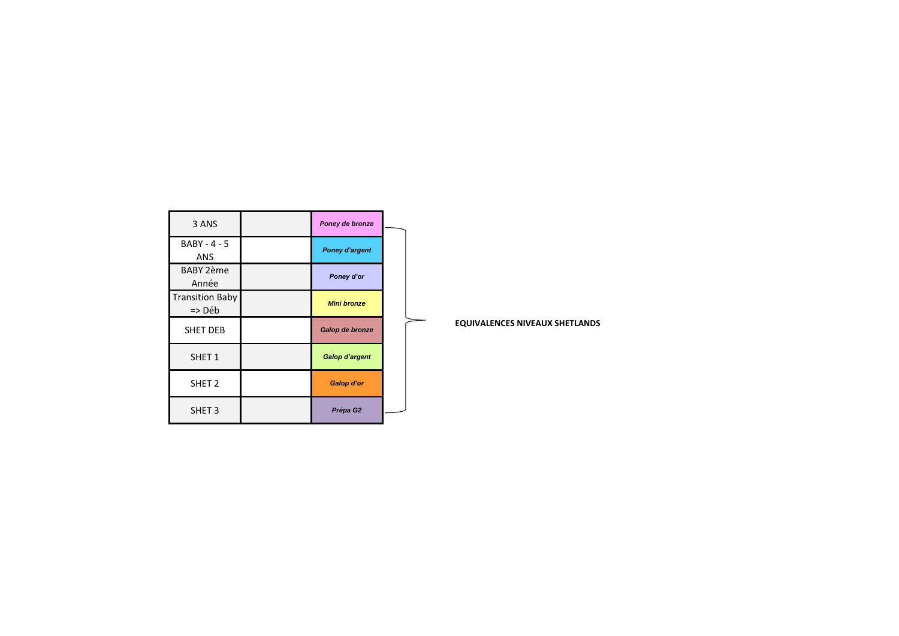| | | |
|---|---|---|
| 3 ANS | | *Poney de bronze* |
| BABY - 4 - 5 ANS | | *Poney d'argent* |
| BABY 2ème Année | | *Poney d'or* |
| Transition Baby => Déb | | *Mini bronze* |
| SHET DEB | | *Galop de bronze* |
| SHET 1 | | *Galop d'argent* |
| SHET 2 | | *Galop d'or* |
| SHET 3 | | *Prépa G2* |

**EQUIVALENCES NIVEAUX SHETLANDS**